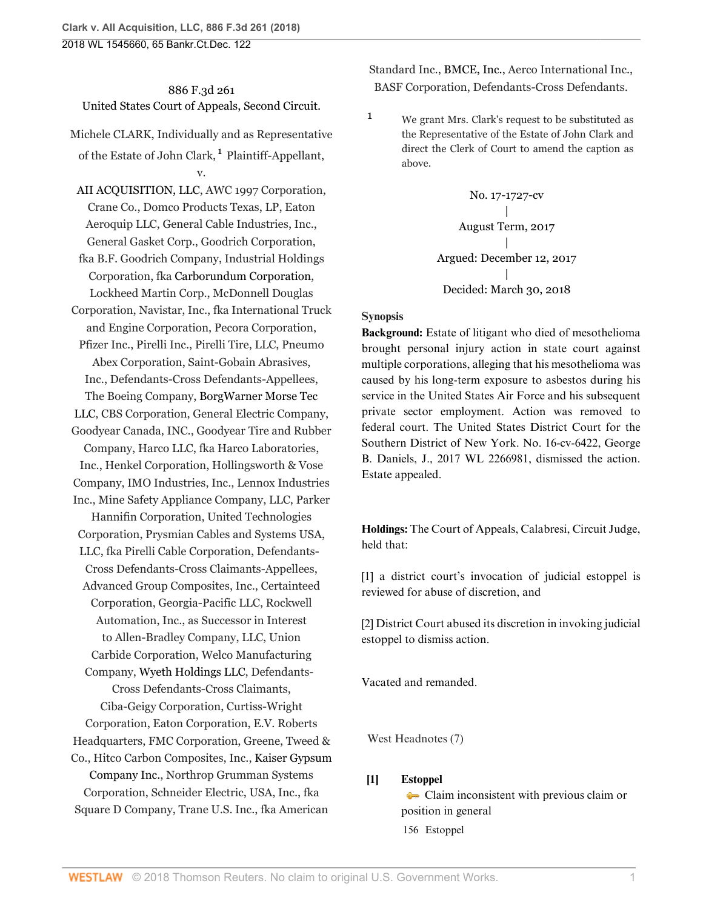886 F.3d 261
United States Court of Appeals, Second Circuit.

Michele CLARK, Individually and as Representative of the Estate of John Clark,[1] Plaintiff-Appellant,
v.
AII ACQUISITION, LLC, AWC 1997 Corporation, Crane Co., Domco Products Texas, LP, Eaton Aeroquip LLC, General Cable Industries, Inc., General Gasket Corp., Goodrich Corporation, fka B.F. Goodrich Company, Industrial Holdings Corporation, fka Carborundum Corporation, Lockheed Martin Corp., McDonnell Douglas Corporation, Navistar, Inc., fka International Truck and Engine Corporation, Pecora Corporation, Pfizer Inc., Pirelli Inc., Pirelli Tire, LLC, Pneumo Abex Corporation, Saint-Gobain Abrasives, Inc., Defendants-Cross Defendants-Appellees, The Boeing Company, BorgWarner Morse Tec LLC, CBS Corporation, General Electric Company, Goodyear Canada, INC., Goodyear Tire and Rubber Company, Harco LLC, fka Harco Laboratories, Inc., Henkel Corporation, Hollingsworth & Vose Company, IMO Industries, Inc., Lennox Industries Inc., Mine Safety Appliance Company, LLC, Parker Hannifin Corporation, United Technologies Corporation, Prysmian Cables and Systems USA, LLC, fka Pirelli Cable Corporation, Defendants-Cross Defendants-Cross Claimants-Appellees, Advanced Group Composites, Inc., Certainteed Corporation, Georgia-Pacific LLC, Rockwell Automation, Inc., as Successor in Interest to Allen-Bradley Company, LLC, Union Carbide Corporation, Welco Manufacturing Company, Wyeth Holdings LLC, Defendants-Cross Defendants-Cross Claimants, Ciba-Geigy Corporation, Curtiss-Wright Corporation, Eaton Corporation, E.V. Roberts Headquarters, FMC Corporation, Greene, Tweed & Co., Hitco Carbon Composites, Inc., Kaiser Gypsum Company Inc., Northrop Grumman Systems Corporation, Schneider Electric, USA, Inc., fka Square D Company, Trane U.S. Inc., fka American Standard Inc., BMCE, Inc., Aerco International Inc., BASF Corporation, Defendants-Cross Defendants.

[1] We grant Mrs. Clark's request to be substituted as the Representative of the Estate of John Clark and direct the Clerk of Court to amend the caption as above.

No. 17-1727-cv
|
August Term, 2017
|
Argued: December 12, 2017
|
Decided: March 30, 2018

**Synopsis**

**Background:** Estate of litigant who died of mesothelioma brought personal injury action in state court against multiple corporations, alleging that his mesothelioma was caused by his long-term exposure to asbestos during his service in the United States Air Force and his subsequent private sector employment. Action was removed to federal court. The United States District Court for the Southern District of New York. No. 16-cv-6422, George B. Daniels, J., 2017 WL 2266981, dismissed the action. Estate appealed.

**Holdings:** The Court of Appeals, Calabresi, Circuit Judge, held that:

[1] a district court's invocation of judicial estoppel is reviewed for abuse of discretion, and

[2] District Court abused its discretion in invoking judicial estoppel to dismiss action.

Vacated and remanded.

West Headnotes (7)

**[1]** **Estoppel**
Claim inconsistent with previous claim or position in general
156 Estoppel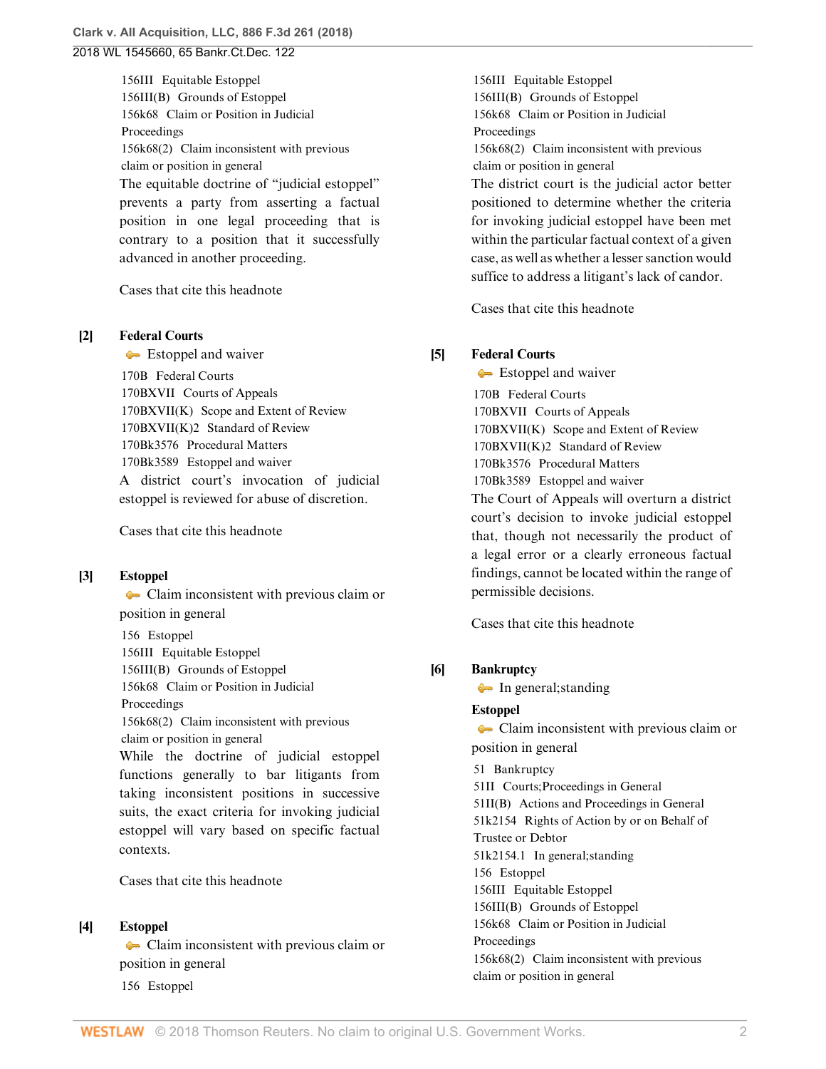156III Equitable Estoppel
156III(B) Grounds of Estoppel
156k68 Claim or Position in Judicial Proceedings
156k68(2) Claim inconsistent with previous claim or position in general

The equitable doctrine of "judicial estoppel" prevents a party from asserting a factual position in one legal proceeding that is contrary to a position that it successfully advanced in another proceeding.

Cases that cite this headnote

**[2] Federal Courts**
Estoppel and waiver

170B Federal Courts
170BXVII Courts of Appeals
170BXVII(K) Scope and Extent of Review
170BXVII(K)2 Standard of Review
170Bk3576 Procedural Matters
170Bk3589 Estoppel and waiver

A district court's invocation of judicial estoppel is reviewed for abuse of discretion.

Cases that cite this headnote

**[3] Estoppel**
Claim inconsistent with previous claim or position in general

156 Estoppel
156III Equitable Estoppel
156III(B) Grounds of Estoppel
156k68 Claim or Position in Judicial Proceedings
156k68(2) Claim inconsistent with previous claim or position in general

While the doctrine of judicial estoppel functions generally to bar litigants from taking inconsistent positions in successive suits, the exact criteria for invoking judicial estoppel will vary based on specific factual contexts.

Cases that cite this headnote

**[4] Estoppel**
Claim inconsistent with previous claim or position in general

156 Estoppel
156III Equitable Estoppel
156III(B) Grounds of Estoppel
156k68 Claim or Position in Judicial Proceedings
156k68(2) Claim inconsistent with previous claim or position in general

The district court is the judicial actor better positioned to determine whether the criteria for invoking judicial estoppel have been met within the particular factual context of a given case, as well as whether a lesser sanction would suffice to address a litigant's lack of candor.

Cases that cite this headnote

**[5] Federal Courts**
Estoppel and waiver

170B Federal Courts
170BXVII Courts of Appeals
170BXVII(K) Scope and Extent of Review
170BXVII(K)2 Standard of Review
170Bk3576 Procedural Matters
170Bk3589 Estoppel and waiver

The Court of Appeals will overturn a district court's decision to invoke judicial estoppel that, though not necessarily the product of a legal error or a clearly erroneous factual findings, cannot be located within the range of permissible decisions.

Cases that cite this headnote

**[6] Bankruptcy**
In general;standing

**Estoppel**
Claim inconsistent with previous claim or position in general

51 Bankruptcy
51II Courts;Proceedings in General
51II(B) Actions and Proceedings in General
51k2154 Rights of Action by or on Behalf of Trustee or Debtor
51k2154.1 In general;standing
156 Estoppel
156III Equitable Estoppel
156III(B) Grounds of Estoppel
156k68 Claim or Position in Judicial Proceedings
156k68(2) Claim inconsistent with previous claim or position in general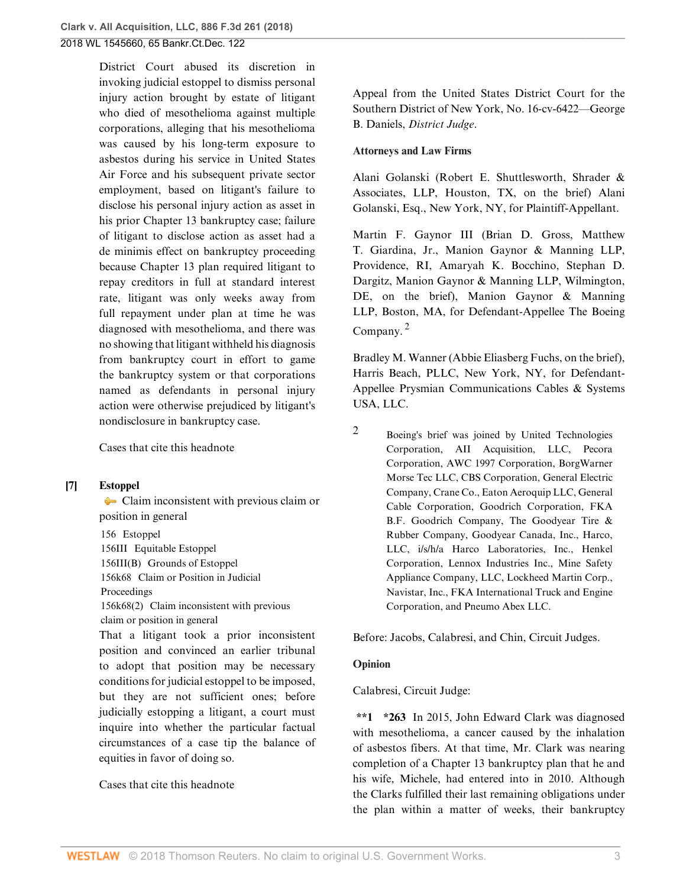District Court abused its discretion in invoking judicial estoppel to dismiss personal injury action brought by estate of litigant who died of mesothelioma against multiple corporations, alleging that his mesothelioma was caused by his long-term exposure to asbestos during his service in United States Air Force and his subsequent private sector employment, based on litigant's failure to disclose his personal injury action as asset in his prior Chapter 13 bankruptcy case; failure of litigant to disclose action as asset had a de minimis effect on bankruptcy proceeding because Chapter 13 plan required litigant to repay creditors in full at standard interest rate, litigant was only weeks away from full repayment under plan at time he was diagnosed with mesothelioma, and there was no showing that litigant withheld his diagnosis from bankruptcy court in effort to game the bankruptcy system or that corporations named as defendants in personal injury action were otherwise prejudiced by litigant's nondisclosure in bankruptcy case.

Cases that cite this headnote

**[7] Estoppel**

Claim inconsistent with previous claim or position in general

156 Estoppel
156III Equitable Estoppel
156III(B) Grounds of Estoppel
156k68 Claim or Position in Judicial Proceedings
156k68(2) Claim inconsistent with previous claim or position in general

That a litigant took a prior inconsistent position and convinced an earlier tribunal to adopt that position may be necessary conditions for judicial estoppel to be imposed, but they are not sufficient ones; before judicially estopping a litigant, a court must inquire into whether the particular factual circumstances of a case tip the balance of equities in favor of doing so.

Cases that cite this headnote

Appeal from the United States District Court for the Southern District of New York, No. 16-cv-6422—George B. Daniels, *District Judge*.

**Attorneys and Law Firms**

Alani Golanski (Robert E. Shuttlesworth, Shrader & Associates, LLP, Houston, TX, on the brief) Alani Golanski, Esq., New York, NY, for Plaintiff-Appellant.

Martin F. Gaynor III (Brian D. Gross, Matthew T. Giardina, Jr., Manion Gaynor & Manning LLP, Providence, RI, Amaryah K. Bocchino, Stephan D. Dargitz, Manion Gaynor & Manning LLP, Wilmington, DE, on the brief), Manion Gaynor & Manning LLP, Boston, MA, for Defendant-Appellee The Boeing Company.[2]

Bradley M. Wanner (Abbie Eliasberg Fuchs, on the brief), Harris Beach, PLLC, New York, NY, for Defendant-Appellee Prysmian Communications Cables & Systems USA, LLC.

2 Boeing's brief was joined by United Technologies Corporation, AII Acquisition, LLC, Pecora Corporation, AWC 1997 Corporation, BorgWarner Morse Tec LLC, CBS Corporation, General Electric Company, Crane Co., Eaton Aeroquip LLC, General Cable Corporation, Goodrich Corporation, FKA B.F. Goodrich Company, The Goodyear Tire & Rubber Company, Goodyear Canada, Inc., Harco, LLC, i/s/h/a Harco Laboratories, Inc., Henkel Corporation, Lennox Industries Inc., Mine Safety Appliance Company, LLC, Lockheed Martin Corp., Navistar, Inc., FKA International Truck and Engine Corporation, and Pneumo Abex LLC.

Before: Jacobs, Calabresi, and Chin, Circuit Judges.

**Opinion**

Calabresi, Circuit Judge:

**\*\*1 \*263** In 2015, John Edward Clark was diagnosed with mesothelioma, a cancer caused by the inhalation of asbestos fibers. At that time, Mr. Clark was nearing completion of a Chapter 13 bankruptcy plan that he and his wife, Michele, had entered into in 2010. Although the Clarks fulfilled their last remaining obligations under the plan within a matter of weeks, their bankruptcy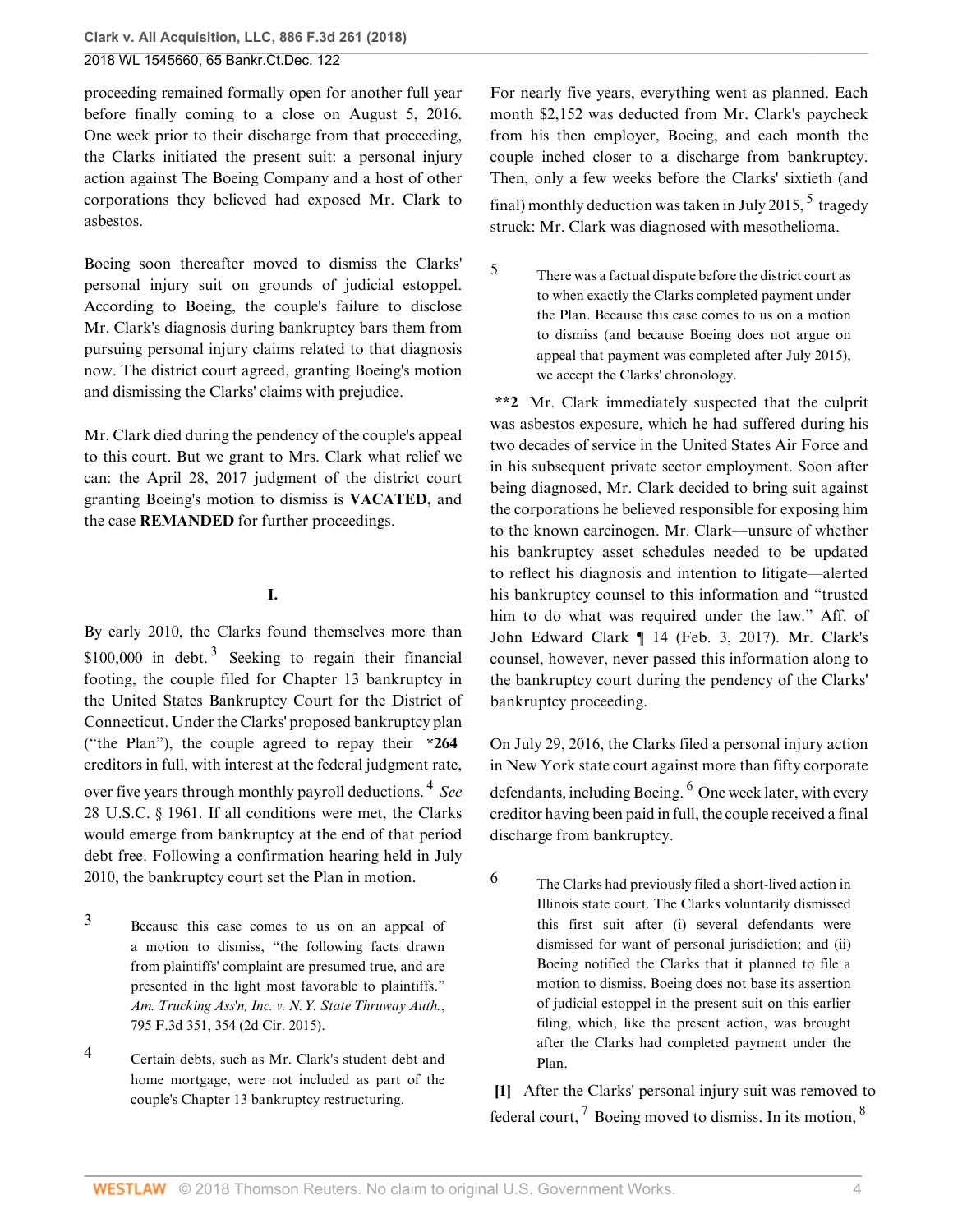proceeding remained formally open for another full year before finally coming to a close on August 5, 2016. One week prior to their discharge from that proceeding, the Clarks initiated the present suit: a personal injury action against The Boeing Company and a host of other corporations they believed had exposed Mr. Clark to asbestos.

Boeing soon thereafter moved to dismiss the Clarks' personal injury suit on grounds of judicial estoppel. According to Boeing, the couple's failure to disclose Mr. Clark's diagnosis during bankruptcy bars them from pursuing personal injury claims related to that diagnosis now. The district court agreed, granting Boeing's motion and dismissing the Clarks' claims with prejudice.

Mr. Clark died during the pendency of the couple's appeal to this court. But we grant to Mrs. Clark what relief we can: the April 28, 2017 judgment of the district court granting Boeing's motion to dismiss is **VACATED,** and the case **REMANDED** for further proceedings.

## I.

By early 2010, the Clarks found themselves more than $100,000 in debt.[3] Seeking to regain their financial footing, the couple filed for Chapter 13 bankruptcy in the United States Bankruptcy Court for the District of Connecticut. Under the Clarks' proposed bankruptcy plan ("the Plan"), the couple agreed to repay their **\*264** creditors in full, with interest at the federal judgment rate, over five years through monthly payroll deductions.[4] *See* 28 U.S.C. § 1961. If all conditions were met, the Clarks would emerge from bankruptcy at the end of that period debt free. Following a confirmation hearing held in July 2010, the bankruptcy court set the Plan in motion.

3 Because this case comes to us on an appeal of a motion to dismiss, "the following facts drawn from plaintiffs' complaint are presumed true, and are presented in the light most favorable to plaintiffs." *Am. Trucking Ass'n, Inc. v. N. Y. State Thruway Auth.*, 795 F.3d 351, 354 (2d Cir. 2015).

4 Certain debts, such as Mr. Clark's student debt and home mortgage, were not included as part of the couple's Chapter 13 bankruptcy restructuring.

For nearly five years, everything went as planned. Each month $2,152 was deducted from Mr. Clark's paycheck from his then employer, Boeing, and each month the couple inched closer to a discharge from bankruptcy. Then, only a few weeks before the Clarks' sixtieth (and final) monthly deduction was taken in July 2015,[5] tragedy struck: Mr. Clark was diagnosed with mesothelioma.

5 There was a factual dispute before the district court as to when exactly the Clarks completed payment under the Plan. Because this case comes to us on a motion to dismiss (and because Boeing does not argue on appeal that payment was completed after July 2015), we accept the Clarks' chronology.

**\*\*2** Mr. Clark immediately suspected that the culprit was asbestos exposure, which he had suffered during his two decades of service in the United States Air Force and in his subsequent private sector employment. Soon after being diagnosed, Mr. Clark decided to bring suit against the corporations he believed responsible for exposing him to the known carcinogen. Mr. Clark—unsure of whether his bankruptcy asset schedules needed to be updated to reflect his diagnosis and intention to litigate—alerted his bankruptcy counsel to this information and "trusted him to do what was required under the law." Aff. of John Edward Clark ¶ 14 (Feb. 3, 2017). Mr. Clark's counsel, however, never passed this information along to the bankruptcy court during the pendency of the Clarks' bankruptcy proceeding.

On July 29, 2016, the Clarks filed a personal injury action in New York state court against more than fifty corporate defendants, including Boeing.[6] One week later, with every creditor having been paid in full, the couple received a final discharge from bankruptcy.

6 The Clarks had previously filed a short-lived action in Illinois state court. The Clarks voluntarily dismissed this first suit after (i) several defendants were dismissed for want of personal jurisdiction; and (ii) Boeing notified the Clarks that it planned to file a motion to dismiss. Boeing does not base its assertion of judicial estoppel in the present suit on this earlier filing, which, like the present action, was brought after the Clarks had completed payment under the Plan.

**[1]** After the Clarks' personal injury suit was removed to federal court,[7] Boeing moved to dismiss. In its motion,[8]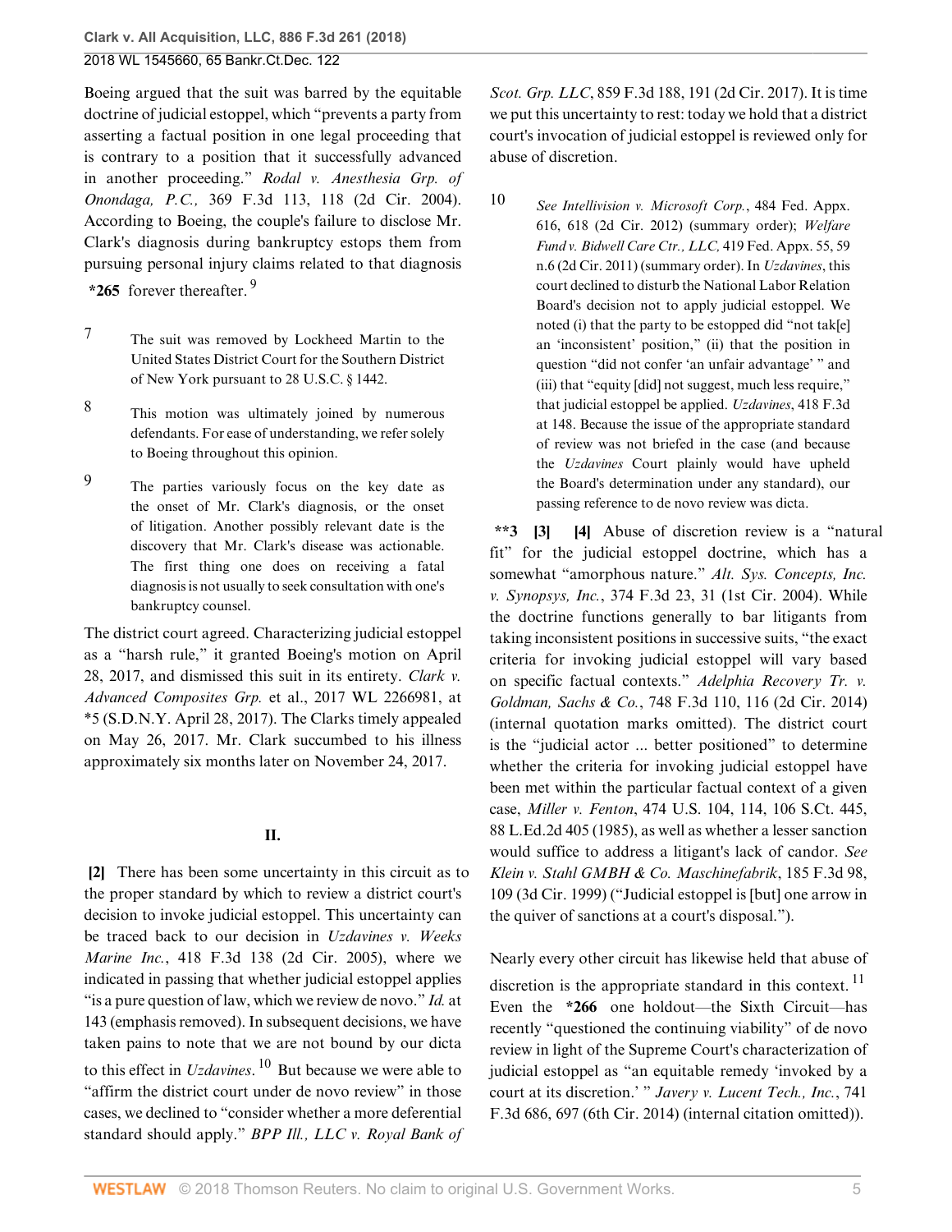Boeing argued that the suit was barred by the equitable doctrine of judicial estoppel, which "prevents a party from asserting a factual position in one legal proceeding that is contrary to a position that it successfully advanced in another proceeding." *Rodal v. Anesthesia Grp. of Onondaga, P.C.,* 369 F.3d 113, 118 (2d Cir. 2004). According to Boeing, the couple's failure to disclose Mr. Clark's diagnosis during bankruptcy estops them from pursuing personal injury claims related to that diagnosis **\*265** forever thereafter. [9]

7 The suit was removed by Lockheed Martin to the United States District Court for the Southern District of New York pursuant to 28 U.S.C. § 1442.

8 This motion was ultimately joined by numerous defendants. For ease of understanding, we refer solely to Boeing throughout this opinion.

9 The parties variously focus on the key date as the onset of Mr. Clark's diagnosis, or the onset of litigation. Another possibly relevant date is the discovery that Mr. Clark's disease was actionable. The first thing one does on receiving a fatal diagnosis is not usually to seek consultation with one's bankruptcy counsel.

The district court agreed. Characterizing judicial estoppel as a "harsh rule," it granted Boeing's motion on April 28, 2017, and dismissed this suit in its entirety. *Clark v. Advanced Composites Grp.* et al., 2017 WL 2266981, at \*5 (S.D.N.Y. April 28, 2017). The Clarks timely appealed on May 26, 2017. Mr. Clark succumbed to his illness approximately six months later on November 24, 2017.

## II.

**[2]** There has been some uncertainty in this circuit as to the proper standard by which to review a district court's decision to invoke judicial estoppel. This uncertainty can be traced back to our decision in *Uzdavines v. Weeks Marine Inc.*, 418 F.3d 138 (2d Cir. 2005), where we indicated in passing that whether judicial estoppel applies "is a pure question of law, which we review de novo." *Id.* at 143 (emphasis removed). In subsequent decisions, we have taken pains to note that we are not bound by our dicta to this effect in *Uzdavines*. [10] But because we were able to "affirm the district court under de novo review" in those cases, we declined to "consider whether a more deferential standard should apply." *BPP Ill., LLC v. Royal Bank of Scot. Grp. LLC*, 859 F.3d 188, 191 (2d Cir. 2017). It is time we put this uncertainty to rest: today we hold that a district court's invocation of judicial estoppel is reviewed only for abuse of discretion.

10 *See Intellivision v. Microsoft Corp.*, 484 Fed. Appx. 616, 618 (2d Cir. 2012) (summary order); *Welfare Fund v. Bidwell Care Ctr., LLC,* 419 Fed. Appx. 55, 59 n.6 (2d Cir. 2011) (summary order). In *Uzdavines*, this court declined to disturb the National Labor Relation Board's decision not to apply judicial estoppel. We noted (i) that the party to be estopped did "not tak[e] an 'inconsistent' position," (ii) that the position in question "did not confer 'an unfair advantage' " and (iii) that "equity [did] not suggest, much less require," that judicial estoppel be applied. *Uzdavines*, 418 F.3d at 148. Because the issue of the appropriate standard of review was not briefed in the case (and because the *Uzdavines* Court plainly would have upheld the Board's determination under any standard), our passing reference to de novo review was dicta.

**\*\*3 [3] [4]** Abuse of discretion review is a "natural fit" for the judicial estoppel doctrine, which has a somewhat "amorphous nature." *Alt. Sys. Concepts, Inc. v. Synopsys, Inc.*, 374 F.3d 23, 31 (1st Cir. 2004). While the doctrine functions generally to bar litigants from taking inconsistent positions in successive suits, "the exact criteria for invoking judicial estoppel will vary based on specific factual contexts." *Adelphia Recovery Tr. v. Goldman, Sachs & Co.*, 748 F.3d 110, 116 (2d Cir. 2014) (internal quotation marks omitted). The district court is the "judicial actor ... better positioned" to determine whether the criteria for invoking judicial estoppel have been met within the particular factual context of a given case, *Miller v. Fenton*, 474 U.S. 104, 114, 106 S.Ct. 445, 88 L.Ed.2d 405 (1985), as well as whether a lesser sanction would suffice to address a litigant's lack of candor. *See Klein v. Stahl GMBH & Co. Maschinefabrik*, 185 F.3d 98, 109 (3d Cir. 1999) ("Judicial estoppel is [but] one arrow in the quiver of sanctions at a court's disposal.").

Nearly every other circuit has likewise held that abuse of discretion is the appropriate standard in this context. [11] Even the **\*266** one holdout—the Sixth Circuit—has recently "questioned the continuing viability" of de novo review in light of the Supreme Court's characterization of judicial estoppel as "an equitable remedy 'invoked by a court at its discretion.' " *Javery v. Lucent Tech., Inc.*, 741 F.3d 686, 697 (6th Cir. 2014) (internal citation omitted)).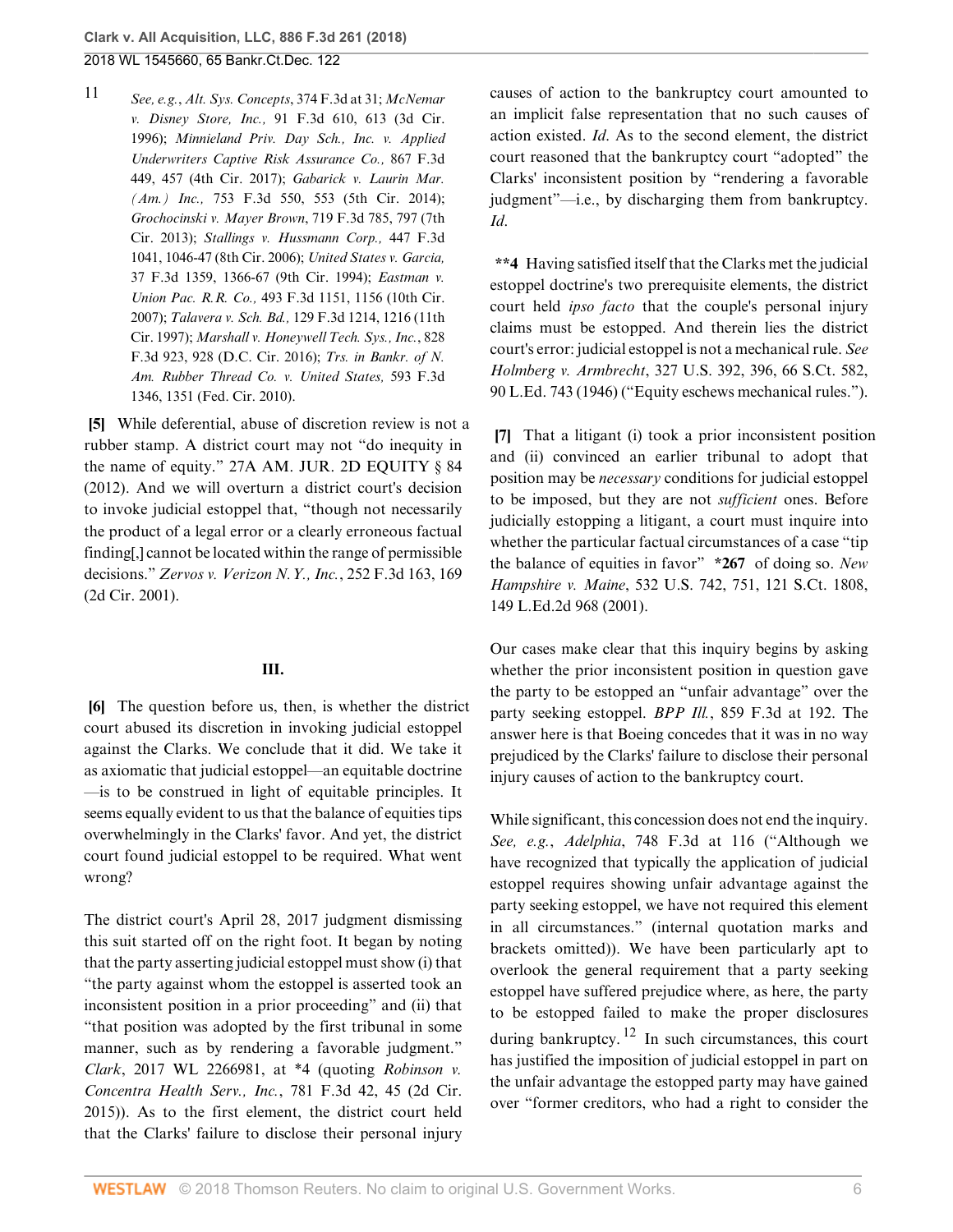11 *See, e.g.*, *Alt. Sys. Concepts*, 374 F.3d at 31; *McNemar v. Disney Store, Inc.,* 91 F.3d 610, 613 (3d Cir. 1996); *Minnieland Priv. Day Sch., Inc. v. Applied Underwriters Captive Risk Assurance Co.,* 867 F.3d 449, 457 (4th Cir. 2017); *Gabarick v. Laurin Mar. (Am.) Inc.,* 753 F.3d 550, 553 (5th Cir. 2014); *Grochocinski v. Mayer Brown*, 719 F.3d 785, 797 (7th Cir. 2013); *Stallings v. Hussmann Corp.,* 447 F.3d 1041, 1046-47 (8th Cir. 2006); *United States v. Garcia,* 37 F.3d 1359, 1366-67 (9th Cir. 1994); *Eastman v. Union Pac. R.R. Co.,* 493 F.3d 1151, 1156 (10th Cir. 2007); *Talavera v. Sch. Bd.,* 129 F.3d 1214, 1216 (11th Cir. 1997); *Marshall v. Honeywell Tech. Sys., Inc.*, 828 F.3d 923, 928 (D.C. Cir. 2016); *Trs. in Bankr. of N. Am. Rubber Thread Co. v. United States,* 593 F.3d 1346, 1351 (Fed. Cir. 2010).

**[5]** While deferential, abuse of discretion review is not a rubber stamp. A district court may not "do inequity in the name of equity." 27A AM. JUR. 2D EQUITY § 84 (2012). And we will overturn a district court's decision to invoke judicial estoppel that, "though not necessarily the product of a legal error or a clearly erroneous factual finding[,] cannot be located within the range of permissible decisions." *Zervos v. Verizon N.Y., Inc.*, 252 F.3d 163, 169 (2d Cir. 2001).

### III.

**[6]** The question before us, then, is whether the district court abused its discretion in invoking judicial estoppel against the Clarks. We conclude that it did. We take it as axiomatic that judicial estoppel—an equitable doctrine—is to be construed in light of equitable principles. It seems equally evident to us that the balance of equities tips overwhelmingly in the Clarks' favor. And yet, the district court found judicial estoppel to be required. What went wrong?

The district court's April 28, 2017 judgment dismissing this suit started off on the right foot. It began by noting that the party asserting judicial estoppel must show (i) that "the party against whom the estoppel is asserted took an inconsistent position in a prior proceeding" and (ii) that "that position was adopted by the first tribunal in some manner, such as by rendering a favorable judgment." *Clark*, 2017 WL 2266981, at *4 (quoting *Robinson v. Concentra Health Serv., Inc.*, 781 F.3d 42, 45 (2d Cir. 2015)). As to the first element, the district court held that the Clarks' failure to disclose their personal injury causes of action to the bankruptcy court amounted to an implicit false representation that no such causes of action existed. *Id.* As to the second element, the district court reasoned that the bankruptcy court "adopted" the Clarks' inconsistent position by "rendering a favorable judgment"—i.e., by discharging them from bankruptcy. *Id.*

**\*\*4** Having satisfied itself that the Clarks met the judicial estoppel doctrine's two prerequisite elements, the district court held *ipso facto* that the couple's personal injury claims must be estopped. And therein lies the district court's error: judicial estoppel is not a mechanical rule. *See Holmberg v. Armbrecht*, 327 U.S. 392, 396, 66 S.Ct. 582, 90 L.Ed. 743 (1946) ("Equity eschews mechanical rules.").

**[7]** That a litigant (i) took a prior inconsistent position and (ii) convinced an earlier tribunal to adopt that position may be *necessary* conditions for judicial estoppel to be imposed, but they are not *sufficient* ones. Before judicially estopping a litigant, a court must inquire into whether the particular factual circumstances of a case "tip the balance of equities in favor" **\*267** of doing so. *New Hampshire v. Maine*, 532 U.S. 742, 751, 121 S.Ct. 1808, 149 L.Ed.2d 968 (2001).

Our cases make clear that this inquiry begins by asking whether the prior inconsistent position in question gave the party to be estopped an "unfair advantage" over the party seeking estoppel. *BPP Ill.*, 859 F.3d at 192. The answer here is that Boeing concedes that it was in no way prejudiced by the Clarks' failure to disclose their personal injury causes of action to the bankruptcy court.

While significant, this concession does not end the inquiry. *See, e.g.*, *Adelphia*, 748 F.3d at 116 ("Although we have recognized that typically the application of judicial estoppel requires showing unfair advantage against the party seeking estoppel, we have not required this element in all circumstances." (internal quotation marks and brackets omitted)). We have been particularly apt to overlook the general requirement that a party seeking estoppel have suffered prejudice where, as here, the party to be estopped failed to make the proper disclosures during bankruptcy.[12] In such circumstances, this court has justified the imposition of judicial estoppel in part on the unfair advantage the estopped party may have gained over "former creditors, who had a right to consider the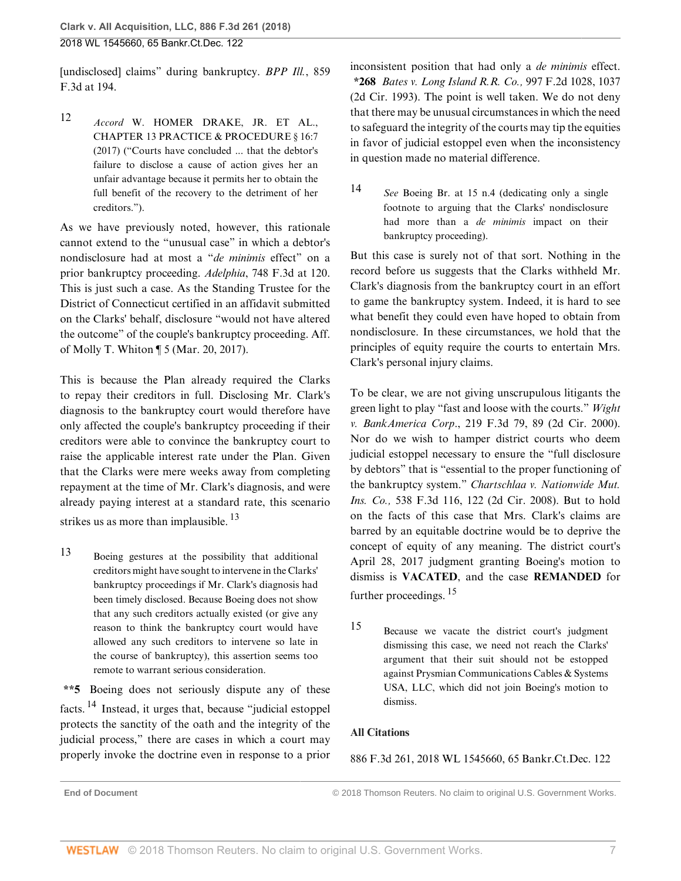[undisclosed] claims" during bankruptcy. *BPP Ill.*, 859 F.3d at 194.

12 *Accord* W. HOMER DRAKE, JR. ET AL., CHAPTER 13 PRACTICE & PROCEDURE § 16:7 (2017) ("Courts have concluded ... that the debtor's failure to disclose a cause of action gives her an unfair advantage because it permits her to obtain the full benefit of the recovery to the detriment of her creditors.").

As we have previously noted, however, this rationale cannot extend to the "unusual case" in which a debtor's nondisclosure had at most a "*de minimis* effect" on a prior bankruptcy proceeding. *Adelphia*, 748 F.3d at 120. This is just such a case. As the Standing Trustee for the District of Connecticut certified in an affidavit submitted on the Clarks' behalf, disclosure "would not have altered the outcome" of the couple's bankruptcy proceeding. Aff. of Molly T. Whiton ¶ 5 (Mar. 20, 2017).

This is because the Plan already required the Clarks to repay their creditors in full. Disclosing Mr. Clark's diagnosis to the bankruptcy court would therefore have only affected the couple's bankruptcy proceeding if their creditors were able to convince the bankruptcy court to raise the applicable interest rate under the Plan. Given that the Clarks were mere weeks away from completing repayment at the time of Mr. Clark's diagnosis, and were already paying interest at a standard rate, this scenario strikes us as more than implausible.[13]

13 Boeing gestures at the possibility that additional creditors might have sought to intervene in the Clarks' bankruptcy proceedings if Mr. Clark's diagnosis had been timely disclosed. Because Boeing does not show that any such creditors actually existed (or give any reason to think the bankruptcy court would have allowed any such creditors to intervene so late in the course of bankruptcy), this assertion seems too remote to warrant serious consideration.

**\*\*5** Boeing does not seriously dispute any of these facts.[14] Instead, it urges that, because "judicial estoppel protects the sanctity of the oath and the integrity of the judicial process," there are cases in which a court may properly invoke the doctrine even in response to a prior inconsistent position that had only a *de minimis* effect. **\*268** *Bates v. Long Island R.R. Co.,* 997 F.2d 1028, 1037 (2d Cir. 1993). The point is well taken. We do not deny that there may be unusual circumstances in which the need to safeguard the integrity of the courts may tip the equities in favor of judicial estoppel even when the inconsistency in question made no material difference.

14 *See* Boeing Br. at 15 n.4 (dedicating only a single footnote to arguing that the Clarks' nondisclosure had more than a *de minimis* impact on their bankruptcy proceeding).

But this case is surely not of that sort. Nothing in the record before us suggests that the Clarks withheld Mr. Clark's diagnosis from the bankruptcy court in an effort to game the bankruptcy system. Indeed, it is hard to see what benefit they could even have hoped to obtain from nondisclosure. In these circumstances, we hold that the principles of equity require the courts to entertain Mrs. Clark's personal injury claims.

To be clear, we are not giving unscrupulous litigants the green light to play "fast and loose with the courts." *Wight v. BankAmerica Corp*., 219 F.3d 79, 89 (2d Cir. 2000). Nor do we wish to hamper district courts who deem judicial estoppel necessary to ensure the "full disclosure by debtors" that is "essential to the proper functioning of the bankruptcy system." *Chartschlaa v. Nationwide Mut. Ins. Co.,* 538 F.3d 116, 122 (2d Cir. 2008). But to hold on the facts of this case that Mrs. Clark's claims are barred by an equitable doctrine would be to deprive the concept of equity of any meaning. The district court's April 28, 2017 judgment granting Boeing's motion to dismiss is **VACATED**, and the case **REMANDED** for further proceedings.[15]

15 Because we vacate the district court's judgment dismissing this case, we need not reach the Clarks' argument that their suit should not be estopped against Prysmian Communications Cables & Systems USA, LLC, which did not join Boeing's motion to dismiss.

### All Citations

886 F.3d 261, 2018 WL 1545660, 65 Bankr.Ct.Dec. 122

End of Document